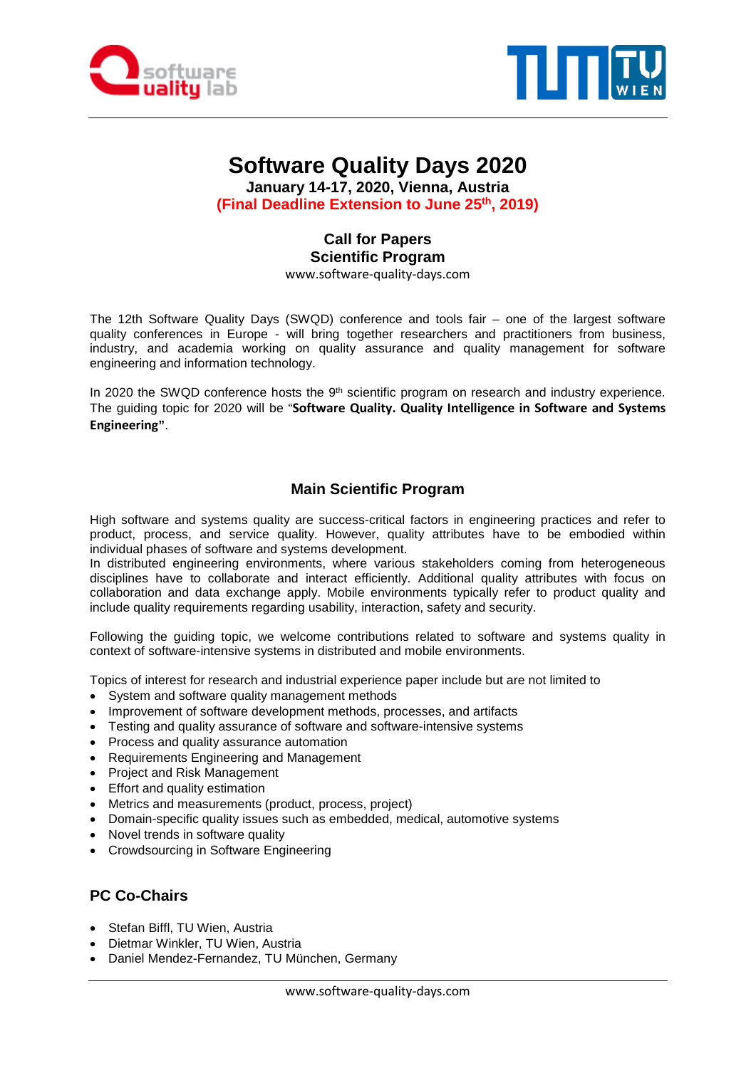# Software Quality Days 2020

**January 14-17, 2020, Vienna, Austria**

**(Final Deadline Extension to June 25th, 2019)**

## Call for Papers
## Scientific Program

www.software-quality-days.com

The 12th Software Quality Days (SWQD) conference and tools fair – one of the largest software quality conferences in Europe - will bring together researchers and practitioners from business, industry, and academia working on quality assurance and quality management for software engineering and information technology.

In 2020 the SWQD conference hosts the 9th scientific program on research and industry experience. The guiding topic for 2020 will be "**Software Quality. Quality Intelligence in Software and Systems Engineering"**.

## Main Scientific Program

High software and systems quality are success-critical factors in engineering practices and refer to product, process, and service quality. However, quality attributes have to be embodied within individual phases of software and systems development.
In distributed engineering environments, where various stakeholders coming from heterogeneous disciplines have to collaborate and interact efficiently. Additional quality attributes with focus on collaboration and data exchange apply. Mobile environments typically refer to product quality and include quality requirements regarding usability, interaction, safety and security.

Following the guiding topic, we welcome contributions related to software and systems quality in context of software-intensive systems in distributed and mobile environments.

Topics of interest for research and industrial experience paper include but are not limited to

- System and software quality management methods
- Improvement of software development methods, processes, and artifacts
- Testing and quality assurance of software and software-intensive systems
- Process and quality assurance automation
- Requirements Engineering and Management
- Project and Risk Management
- Effort and quality estimation
- Metrics and measurements (product, process, project)
- Domain-specific quality issues such as embedded, medical, automotive systems
- Novel trends in software quality
- Crowdsourcing in Software Engineering

### PC Co-Chairs

- Stefan Biffl, TU Wien, Austria
- Dietmar Winkler, TU Wien, Austria
- Daniel Mendez-Fernandez, TU München, Germany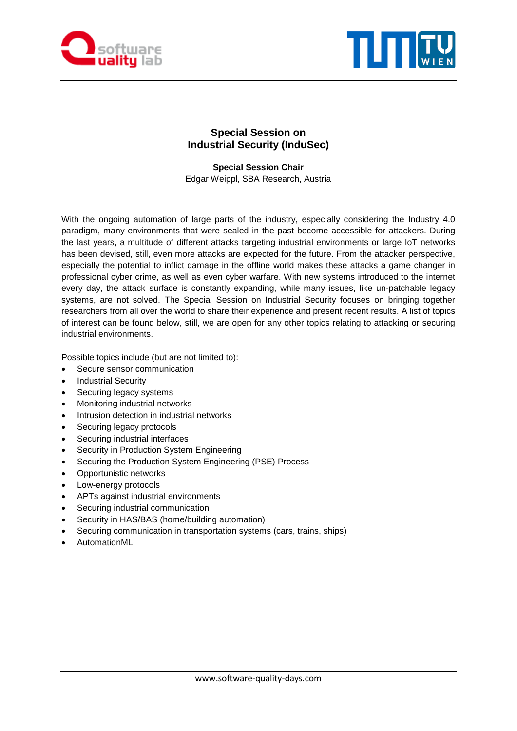# Special Session on Industrial Security (InduSec)

**Special Session Chair**

Edgar Weippl, SBA Research, Austria

With the ongoing automation of large parts of the industry, especially considering the Industry 4.0 paradigm, many environments that were sealed in the past become accessible for attackers. During the last years, a multitude of different attacks targeting industrial environments or large IoT networks has been devised, still, even more attacks are expected for the future. From the attacker perspective, especially the potential to inflict damage in the offline world makes these attacks a game changer in professional cyber crime, as well as even cyber warfare. With new systems introduced to the internet every day, the attack surface is constantly expanding, while many issues, like un-patchable legacy systems, are not solved. The Special Session on Industrial Security focuses on bringing together researchers from all over the world to share their experience and present recent results. A list of topics of interest can be found below, still, we are open for any other topics relating to attacking or securing industrial environments.

Possible topics include (but are not limited to):

- Secure sensor communication
- Industrial Security
- Securing legacy systems
- Monitoring industrial networks
- Intrusion detection in industrial networks
- Securing legacy protocols
- Securing industrial interfaces
- Security in Production System Engineering
- Securing the Production System Engineering (PSE) Process
- Opportunistic networks
- Low-energy protocols
- APTs against industrial environments
- Securing industrial communication
- Security in HAS/BAS (home/building automation)
- Securing communication in transportation systems (cars, trains, ships)
- AutomationML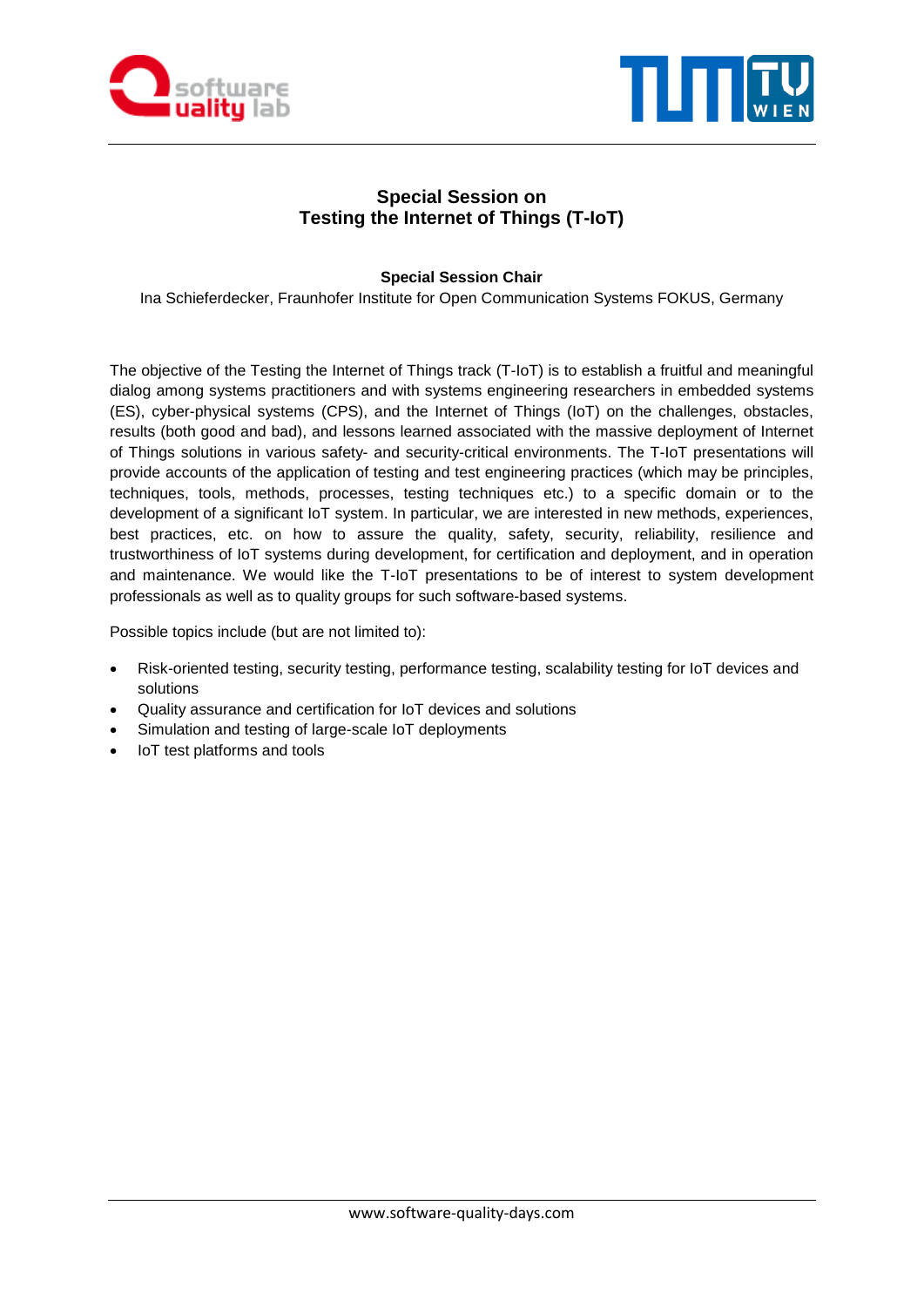## Special Session on
## Testing the Internet of Things (T-IoT)

**Special Session Chair**

Ina Schieferdecker, Fraunhofer Institute for Open Communication Systems FOKUS, Germany

The objective of the Testing the Internet of Things track (T-IoT) is to establish a fruitful and meaningful dialog among systems practitioners and with systems engineering researchers in embedded systems (ES), cyber-physical systems (CPS), and the Internet of Things (IoT) on the challenges, obstacles, results (both good and bad), and lessons learned associated with the massive deployment of Internet of Things solutions in various safety- and security-critical environments. The T-IoT presentations will provide accounts of the application of testing and test engineering practices (which may be principles, techniques, tools, methods, processes, testing techniques etc.) to a specific domain or to the development of a significant IoT system. In particular, we are interested in new methods, experiences, best practices, etc. on how to assure the quality, safety, security, reliability, resilience and trustworthiness of IoT systems during development, for certification and deployment, and in operation and maintenance. We would like the T-IoT presentations to be of interest to system development professionals as well as to quality groups for such software-based systems.

Possible topics include (but are not limited to):

- Risk-oriented testing, security testing, performance testing, scalability testing for IoT devices and solutions
- Quality assurance and certification for IoT devices and solutions
- Simulation and testing of large-scale IoT deployments
- IoT test platforms and tools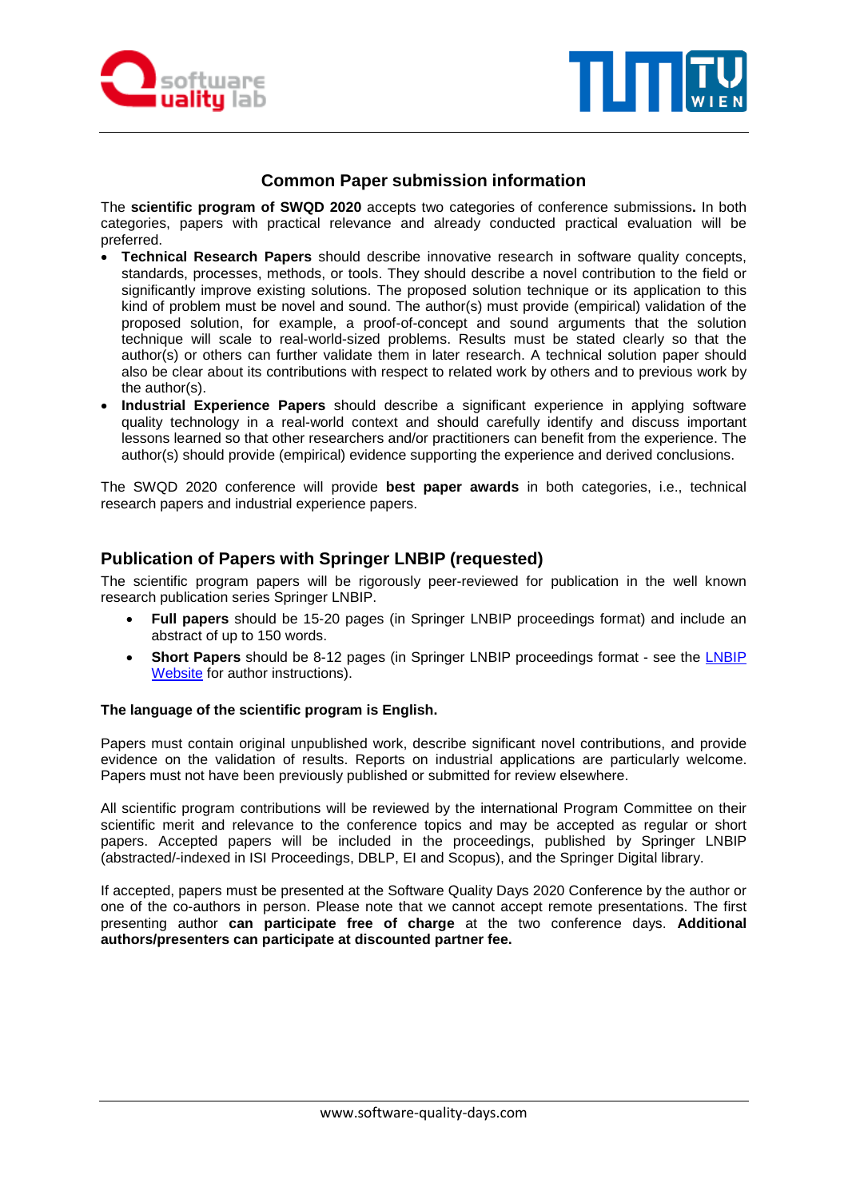## Common Paper submission information

The **scientific program of SWQD 2020** accepts two categories of conference submissions**.** In both categories, papers with practical relevance and already conducted practical evaluation will be preferred.

- **Technical Research Papers** should describe innovative research in software quality concepts, standards, processes, methods, or tools. They should describe a novel contribution to the field or significantly improve existing solutions. The proposed solution technique or its application to this kind of problem must be novel and sound. The author(s) must provide (empirical) validation of the proposed solution, for example, a proof-of-concept and sound arguments that the solution technique will scale to real-world-sized problems. Results must be stated clearly so that the author(s) or others can further validate them in later research. A technical solution paper should also be clear about its contributions with respect to related work by others and to previous work by the author(s).
- **Industrial Experience Papers** should describe a significant experience in applying software quality technology in a real-world context and should carefully identify and discuss important lessons learned so that other researchers and/or practitioners can benefit from the experience. The author(s) should provide (empirical) evidence supporting the experience and derived conclusions.

The SWQD 2020 conference will provide **best paper awards** in both categories, i.e., technical research papers and industrial experience papers.

## Publication of Papers with Springer LNBIP (requested)

The scientific program papers will be rigorously peer-reviewed for publication in the well known research publication series Springer LNBIP.

- **Full papers** should be 15-20 pages (in Springer LNBIP proceedings format) and include an abstract of up to 150 words.
- **Short Papers** should be 8-12 pages (in Springer LNBIP proceedings format - see the LNBIP Website for author instructions).

**The language of the scientific program is English.**

Papers must contain original unpublished work, describe significant novel contributions, and provide evidence on the validation of results. Reports on industrial applications are particularly welcome. Papers must not have been previously published or submitted for review elsewhere.

All scientific program contributions will be reviewed by the international Program Committee on their scientific merit and relevance to the conference topics and may be accepted as regular or short papers. Accepted papers will be included in the proceedings, published by Springer LNBIP (abstracted/-indexed in ISI Proceedings, DBLP, EI and Scopus), and the Springer Digital library.

If accepted, papers must be presented at the Software Quality Days 2020 Conference by the author or one of the co-authors in person. Please note that we cannot accept remote presentations. The first presenting author **can participate free of charge** at the two conference days. **Additional authors/presenters can participate at discounted partner fee.**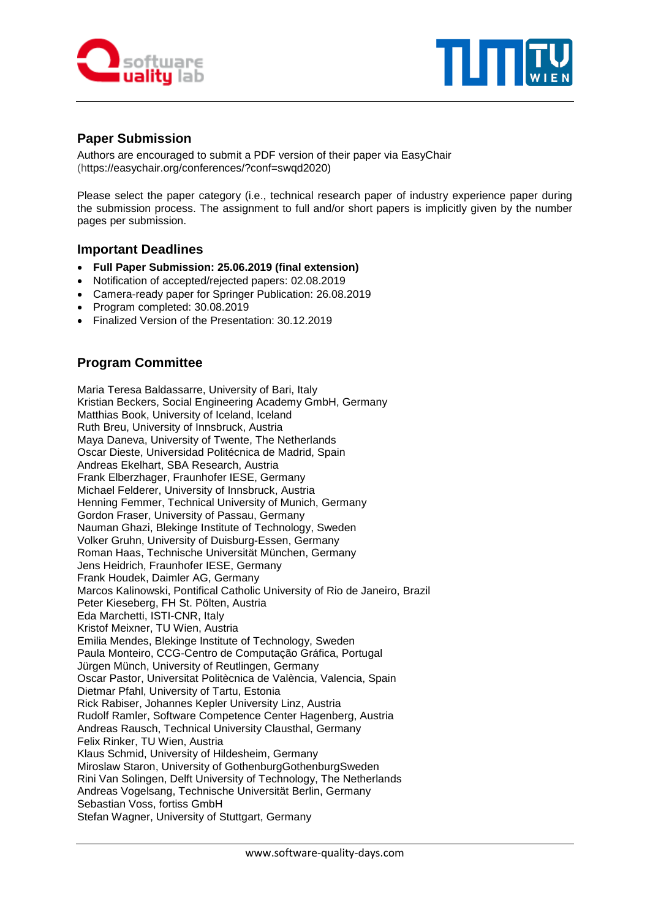## Paper Submission

Authors are encouraged to submit a PDF version of their paper via EasyChair (https://easychair.org/conferences/?conf=swqd2020)

Please select the paper category (i.e., technical research paper of industry experience paper during the submission process. The assignment to full and/or short papers is implicitly given by the number pages per submission.

## Important Deadlines

- **Full Paper Submission: 25.06.2019 (final extension)**
- Notification of accepted/rejected papers: 02.08.2019
- Camera-ready paper for Springer Publication: 26.08.2019
- Program completed: 30.08.2019
- Finalized Version of the Presentation: 30.12.2019

## Program Committee

Maria Teresa Baldassarre, University of Bari, Italy
Kristian Beckers, Social Engineering Academy GmbH, Germany
Matthias Book, University of Iceland, Iceland
Ruth Breu, University of Innsbruck, Austria
Maya Daneva, University of Twente, The Netherlands
Oscar Dieste, Universidad Politécnica de Madrid, Spain
Andreas Ekelhart, SBA Research, Austria
Frank Elberzhager, Fraunhofer IESE, Germany
Michael Felderer, University of Innsbruck, Austria
Henning Femmer, Technical University of Munich, Germany
Gordon Fraser, University of Passau, Germany
Nauman Ghazi, Blekinge Institute of Technology, Sweden
Volker Gruhn, University of Duisburg-Essen, Germany
Roman Haas, Technische Universität München, Germany
Jens Heidrich, Fraunhofer IESE, Germany
Frank Houdek, Daimler AG, Germany
Marcos Kalinowski, Pontifical Catholic University of Rio de Janeiro, Brazil
Peter Kieseberg, FH St. Pölten, Austria
Eda Marchetti, ISTI-CNR, Italy
Kristof Meixner, TU Wien, Austria
Emilia Mendes, Blekinge Institute of Technology, Sweden
Paula Monteiro, CCG-Centro de Computação Gráfica, Portugal
Jürgen Münch, University of Reutlingen, Germany
Oscar Pastor, Universitat Politècnica de València, Valencia, Spain
Dietmar Pfahl, University of Tartu, Estonia
Rick Rabiser, Johannes Kepler University Linz, Austria
Rudolf Ramler, Software Competence Center Hagenberg, Austria
Andreas Rausch, Technical University Clausthal, Germany
Felix Rinker, TU Wien, Austria
Klaus Schmid, University of Hildesheim, Germany
Miroslaw Staron, University of GothenburgGothenburgSweden
Rini Van Solingen, Delft University of Technology, The Netherlands
Andreas Vogelsang, Technische Universität Berlin, Germany
Sebastian Voss, fortiss GmbH
Stefan Wagner, University of Stuttgart, Germany